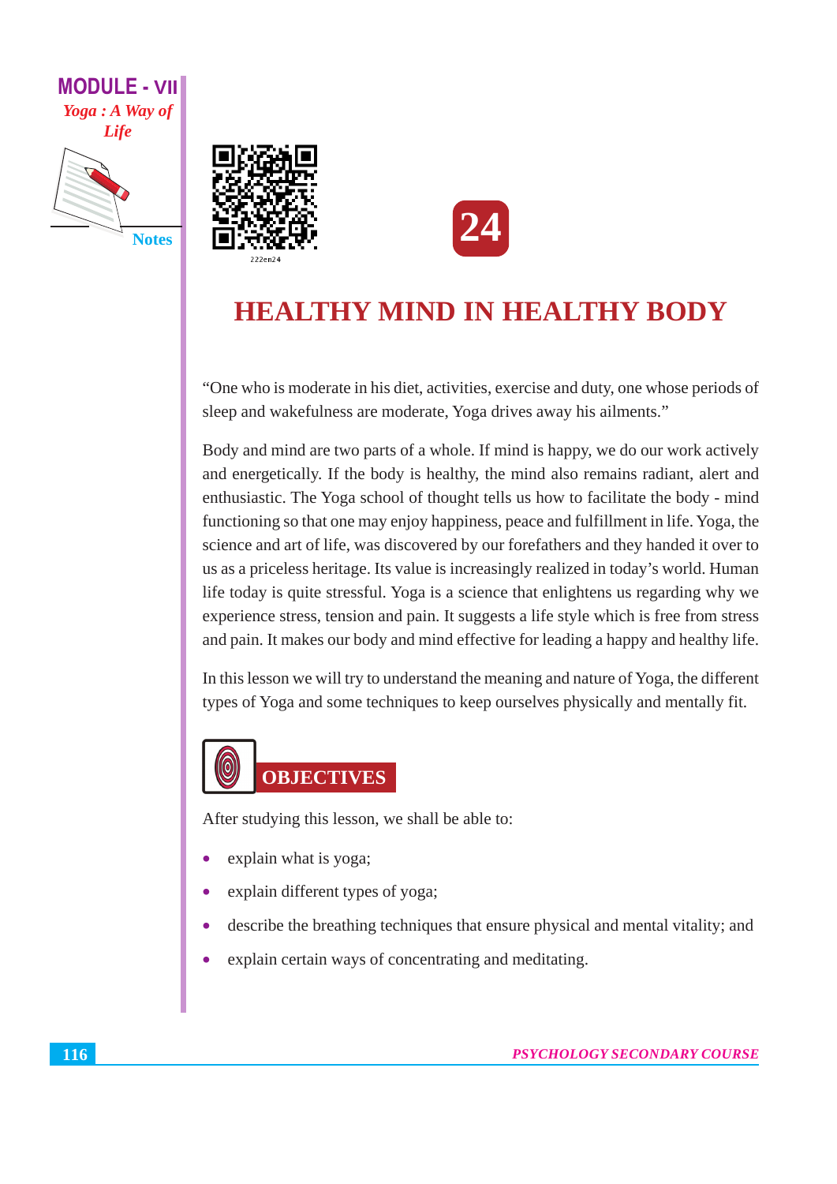# 24

# HEALTHY MIND IN HEALTHY BODY

"One who is moderate in his diet, activities, exercise and duty, one whose periods of sleep and wakefulness are moderate, Yoga drives away his ailments."

Body and mind are two parts of a whole. If mind is happy, we do our work actively and energetically. If the body is healthy, the mind also remains radiant, alert and enthusiastic. The Yoga school of thought tells us how to facilitate the body - mind functioning so that one may enjoy happiness, peace and fulfillment in life. Yoga, the science and art of life, was discovered by our forefathers and they handed it over to us as a priceless heritage. Its value is increasingly realized in today's world. Human life today is quite stressful. Yoga is a science that enlightens us regarding why we experience stress, tension and pain. It suggests a life style which is free from stress and pain. It makes our body and mind effective for leading a happy and healthy life.

In this lesson we will try to understand the meaning and nature of Yoga, the different types of Yoga and some techniques to keep ourselves physically and mentally fit.

## OBJECTIVES

After studying this lesson, we shall be able to:

- explain what is yoga;
- explain different types of yoga;
- describe the breathing techniques that ensure physical and mental vitality; and
- explain certain ways of concentrating and meditating.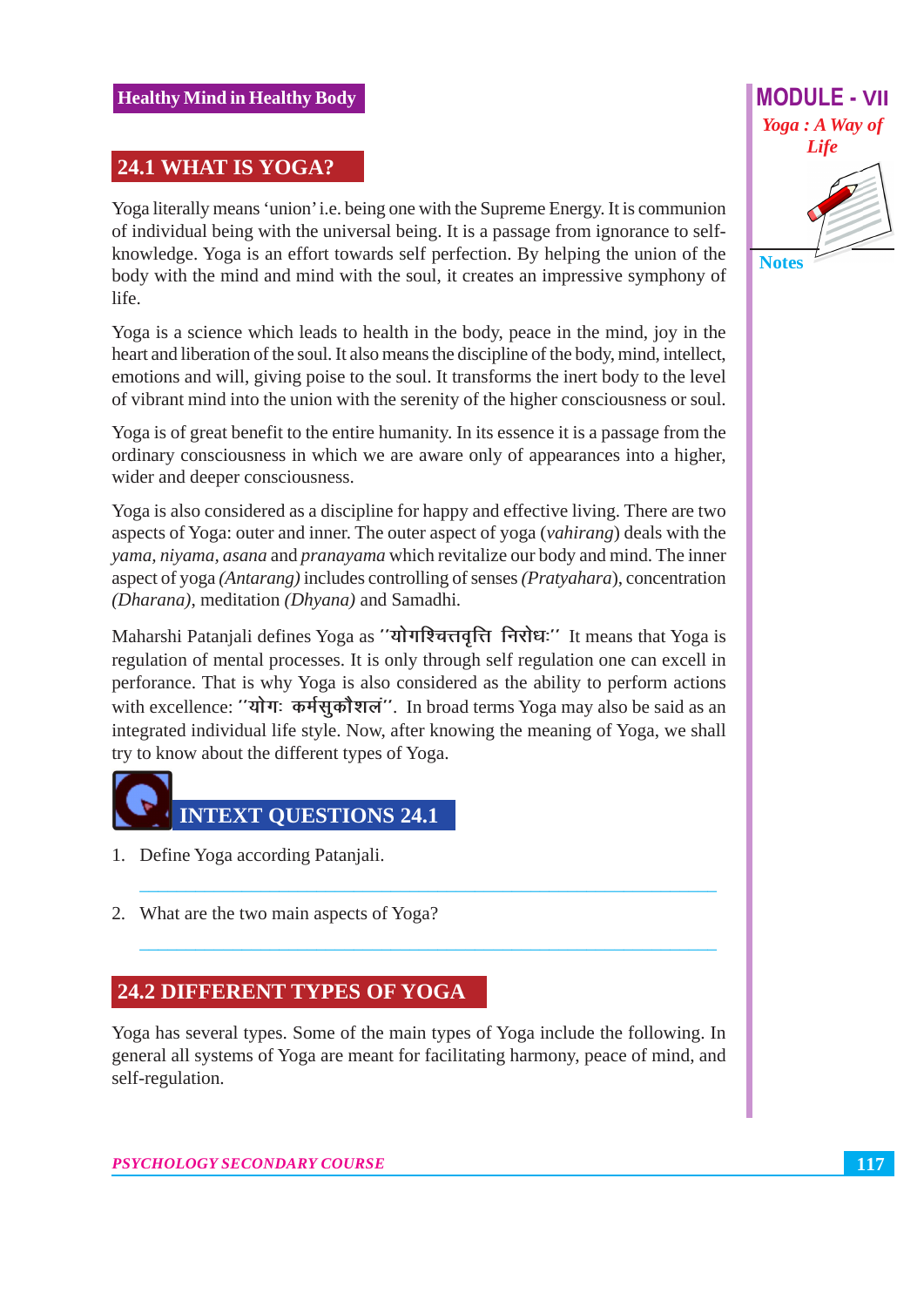## 24.1 WHAT IS YOGA?

Yoga literally means 'union' i.e. being one with the Supreme Energy. It is communion of individual being with the universal being. It is a passage from ignorance to self-knowledge. Yoga is an effort towards self perfection. By helping the union of the body with the mind and mind with the soul, it creates an impressive symphony of life.

Yoga is a science which leads to health in the body, peace in the mind, joy in the heart and liberation of the soul. It also means the discipline of the body, mind, intellect, emotions and will, giving poise to the soul. It transforms the inert body to the level of vibrant mind into the union with the serenity of the higher consciousness or soul.

Yoga is of great benefit to the entire humanity. In its essence it is a passage from the ordinary consciousness in which we are aware only of appearances into a higher, wider and deeper consciousness.

Yoga is also considered as a discipline for happy and effective living. There are two aspects of Yoga: outer and inner. The outer aspect of yoga (*vahirang*) deals with the *yama, niyama, asana* and *pranayama* which revitalize our body and mind. The inner aspect of yoga *(Antarang)* includes controlling of senses *(Pratyahara*), concentration *(Dharana)*, meditation *(Dhyana)* and Samadhi.

Maharshi Patanjali defines Yoga as ''योगश्चित्तवृत्ति निरोधः'' It means that Yoga is regulation of mental processes. It is only through self regulation one can excell in perforance. That is why Yoga is also considered as the ability to perform actions with excellence: ''योगः कर्मसुकौशलं''. In broad terms Yoga may also be said as an integrated individual life style. Now, after knowing the meaning of Yoga, we shall try to know about the different types of Yoga.

### INTEXT QUESTIONS 24.1

1. Define Yoga according Patanjali.

2. What are the two main aspects of Yoga?

## 24.2 DIFFERENT TYPES OF YOGA

Yoga has several types. Some of the main types of Yoga include the following. In general all systems of Yoga are meant for facilitating harmony, peace of mind, and self-regulation.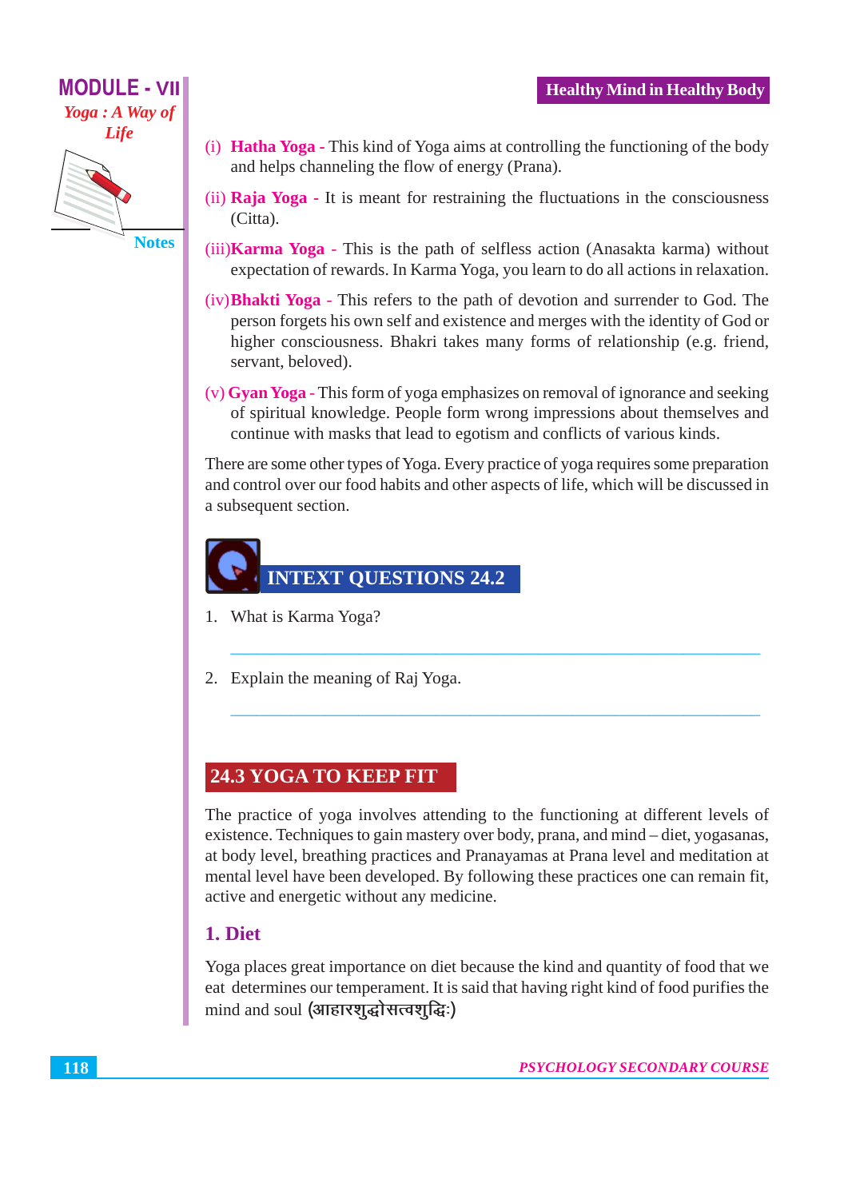(i) **Hatha Yoga** - This kind of Yoga aims at controlling the functioning of the body and helps channeling the flow of energy (Prana).

(ii) **Raja Yoga** - It is meant for restraining the fluctuations in the consciousness (Citta).

(iii) **Karma Yoga** - This is the path of selfless action (Anasakta karma) without expectation of rewards. In Karma Yoga, you learn to do all actions in relaxation.

(iv) **Bhakti Yoga** - This refers to the path of devotion and surrender to God. The person forgets his own self and existence and merges with the identity of God or higher consciousness. Bhakri takes many forms of relationship (e.g. friend, servant, beloved).

(v) **Gyan Yoga** - This form of yoga emphasizes on removal of ignorance and seeking of spiritual knowledge. People form wrong impressions about themselves and continue with masks that lead to egotism and conflicts of various kinds.

There are some other types of Yoga. Every practice of yoga requires some preparation and control over our food habits and other aspects of life, which will be discussed in a subsequent section.

## INTEXT QUESTIONS 24.2

1. What is Karma Yoga?

   ______________________________________________

2. Explain the meaning of Raj Yoga.

   ______________________________________________

## 24.3 YOGA TO KEEP FIT

The practice of yoga involves attending to the functioning at different levels of existence. Techniques to gain mastery over body, prana, and mind – diet, yogasanas, at body level, breathing practices and Pranayamas at Prana level and meditation at mental level have been developed. By following these practices one can remain fit, active and energetic without any medicine.

### 1. Diet

Yoga places great importance on diet because the kind and quantity of food that we eat determines our temperament. It is said that having right kind of food purifies the mind and soul (आहारशुद्धोसत्वशुद्धिः)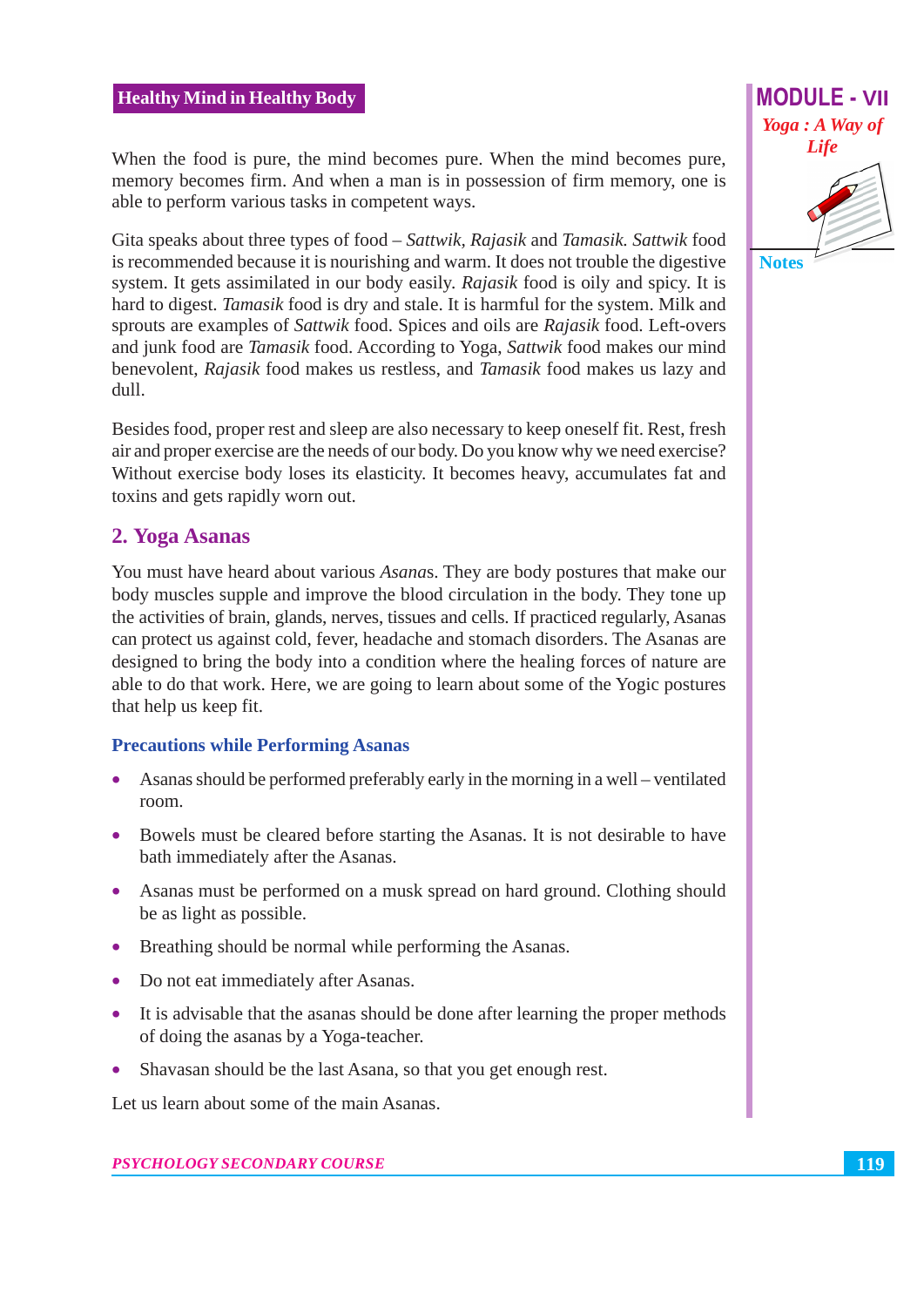When the food is pure, the mind becomes pure. When the mind becomes pure, memory becomes firm. And when a man is in possession of firm memory, one is able to perform various tasks in competent ways.

Gita speaks about three types of food – *Sattwik*, *Rajasik* and *Tamasik*. *Sattwik* food is recommended because it is nourishing and warm. It does not trouble the digestive system. It gets assimilated in our body easily. *Rajasik* food is oily and spicy. It is hard to digest. *Tamasik* food is dry and stale. It is harmful for the system. Milk and sprouts are examples of *Sattwik* food. Spices and oils are *Rajasik* food. Left-overs and junk food are *Tamasik* food. According to Yoga, *Sattwik* food makes our mind benevolent, *Rajasik* food makes us restless, and *Tamasik* food makes us lazy and dull.

Besides food, proper rest and sleep are also necessary to keep oneself fit. Rest, fresh air and proper exercise are the needs of our body. Do you know why we need exercise? Without exercise body loses its elasticity. It becomes heavy, accumulates fat and toxins and gets rapidly worn out.

## 2. Yoga Asanas

You must have heard about various *Asana*s. They are body postures that make our body muscles supple and improve the blood circulation in the body. They tone up the activities of brain, glands, nerves, tissues and cells. If practiced regularly, Asanas can protect us against cold, fever, headache and stomach disorders. The Asanas are designed to bring the body into a condition where the healing forces of nature are able to do that work. Here, we are going to learn about some of the Yogic postures that help us keep fit.

### Precautions while Performing Asanas

- Asanas should be performed preferably early in the morning in a well – ventilated room.
- Bowels must be cleared before starting the Asanas. It is not desirable to have bath immediately after the Asanas.
- Asanas must be performed on a musk spread on hard ground. Clothing should be as light as possible.
- Breathing should be normal while performing the Asanas.
- Do not eat immediately after Asanas.
- It is advisable that the asanas should be done after learning the proper methods of doing the asanas by a Yoga-teacher.
- Shavasan should be the last Asana, so that you get enough rest.

Let us learn about some of the main Asanas.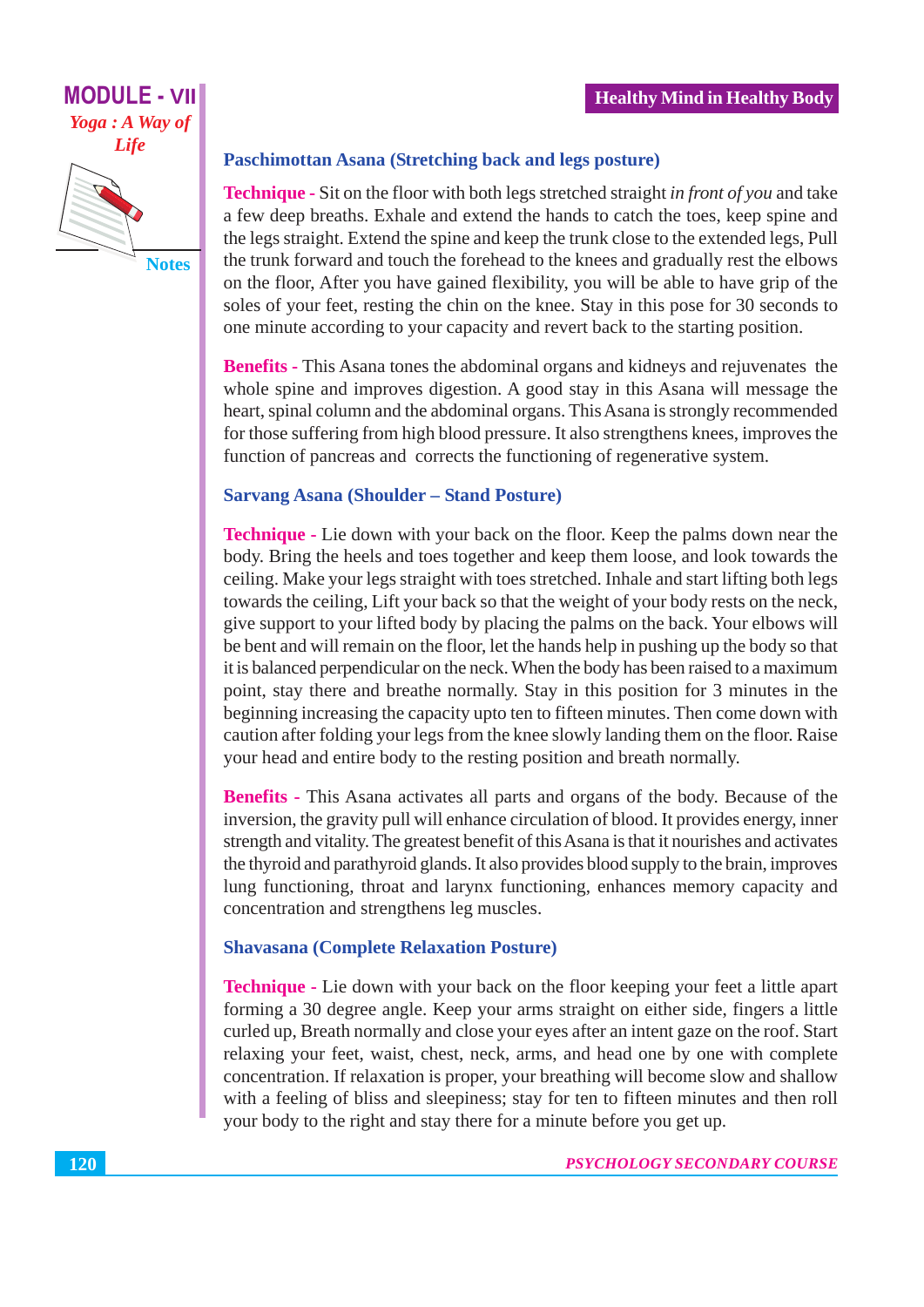### Paschimottan Asana (Stretching back and legs posture)

**Technique -** Sit on the floor with both legs stretched straight *in front of you* and take a few deep breaths. Exhale and extend the hands to catch the toes, keep spine and the legs straight. Extend the spine and keep the trunk close to the extended legs, Pull the trunk forward and touch the forehead to the knees and gradually rest the elbows on the floor, After you have gained flexibility, you will be able to have grip of the soles of your feet, resting the chin on the knee. Stay in this pose for 30 seconds to one minute according to your capacity and revert back to the starting position.

**Benefits -** This Asana tones the abdominal organs and kidneys and rejuvenates the whole spine and improves digestion. A good stay in this Asana will message the heart, spinal column and the abdominal organs. This Asana is strongly recommended for those suffering from high blood pressure. It also strengthens knees, improves the function of pancreas and corrects the functioning of regenerative system.

### Sarvang Asana (Shoulder – Stand Posture)

**Technique -** Lie down with your back on the floor. Keep the palms down near the body. Bring the heels and toes together and keep them loose, and look towards the ceiling. Make your legs straight with toes stretched. Inhale and start lifting both legs towards the ceiling, Lift your back so that the weight of your body rests on the neck, give support to your lifted body by placing the palms on the back. Your elbows will be bent and will remain on the floor, let the hands help in pushing up the body so that it is balanced perpendicular on the neck. When the body has been raised to a maximum point, stay there and breathe normally. Stay in this position for 3 minutes in the beginning increasing the capacity upto ten to fifteen minutes. Then come down with caution after folding your legs from the knee slowly landing them on the floor. Raise your head and entire body to the resting position and breath normally.

**Benefits -** This Asana activates all parts and organs of the body. Because of the inversion, the gravity pull will enhance circulation of blood. It provides energy, inner strength and vitality. The greatest benefit of this Asana is that it nourishes and activates the thyroid and parathyroid glands. It also provides blood supply to the brain, improves lung functioning, throat and larynx functioning, enhances memory capacity and concentration and strengthens leg muscles.

### Shavasana (Complete Relaxation Posture)

**Technique -** Lie down with your back on the floor keeping your feet a little apart forming a 30 degree angle. Keep your arms straight on either side, fingers a little curled up, Breath normally and close your eyes after an intent gaze on the roof. Start relaxing your feet, waist, chest, neck, arms, and head one by one with complete concentration. If relaxation is proper, your breathing will become slow and shallow with a feeling of bliss and sleepiness; stay for ten to fifteen minutes and then roll your body to the right and stay there for a minute before you get up.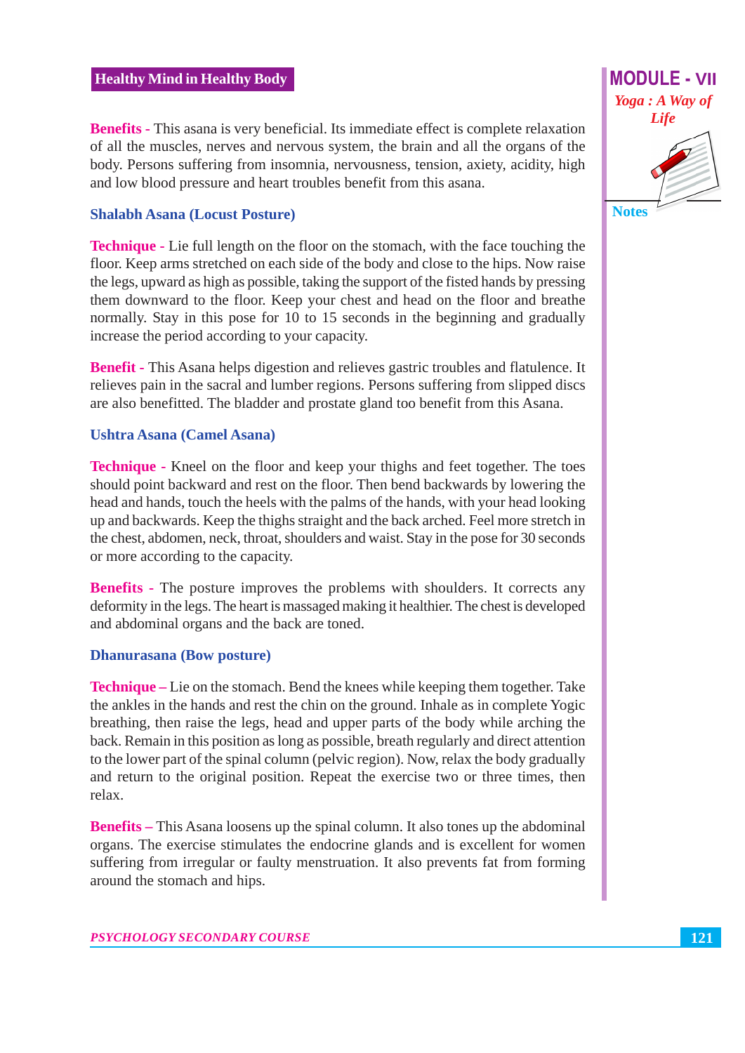**Benefits -** This asana is very beneficial. Its immediate effect is complete relaxation of all the muscles, nerves and nervous system, the brain and all the organs of the body. Persons suffering from insomnia, nervousness, tension, axiety, acidity, high and low blood pressure and heart troubles benefit from this asana.

### Shalabh Asana (Locust Posture)

**Technique -** Lie full length on the floor on the stomach, with the face touching the floor. Keep arms stretched on each side of the body and close to the hips. Now raise the legs, upward as high as possible, taking the support of the fisted hands by pressing them downward to the floor. Keep your chest and head on the floor and breathe normally. Stay in this pose for 10 to 15 seconds in the beginning and gradually increase the period according to your capacity.

**Benefit -** This Asana helps digestion and relieves gastric troubles and flatulence. It relieves pain in the sacral and lumber regions. Persons suffering from slipped discs are also benefitted. The bladder and prostate gland too benefit from this Asana.

### Ushtra Asana (Camel Asana)

**Technique -** Kneel on the floor and keep your thighs and feet together. The toes should point backward and rest on the floor. Then bend backwards by lowering the head and hands, touch the heels with the palms of the hands, with your head looking up and backwards. Keep the thighs straight and the back arched. Feel more stretch in the chest, abdomen, neck, throat, shoulders and waist. Stay in the pose for 30 seconds or more according to the capacity.

**Benefits -** The posture improves the problems with shoulders. It corrects any deformity in the legs. The heart is massaged making it healthier. The chest is developed and abdominal organs and the back are toned.

### Dhanurasana (Bow posture)

**Technique –** Lie on the stomach. Bend the knees while keeping them together. Take the ankles in the hands and rest the chin on the ground. Inhale as in complete Yogic breathing, then raise the legs, head and upper parts of the body while arching the back. Remain in this position as long as possible, breath regularly and direct attention to the lower part of the spinal column (pelvic region). Now, relax the body gradually and return to the original position. Repeat the exercise two or three times, then relax.

**Benefits –** This Asana loosens up the spinal column. It also tones up the abdominal organs. The exercise stimulates the endocrine glands and is excellent for women suffering from irregular or faulty menstruation. It also prevents fat from forming around the stomach and hips.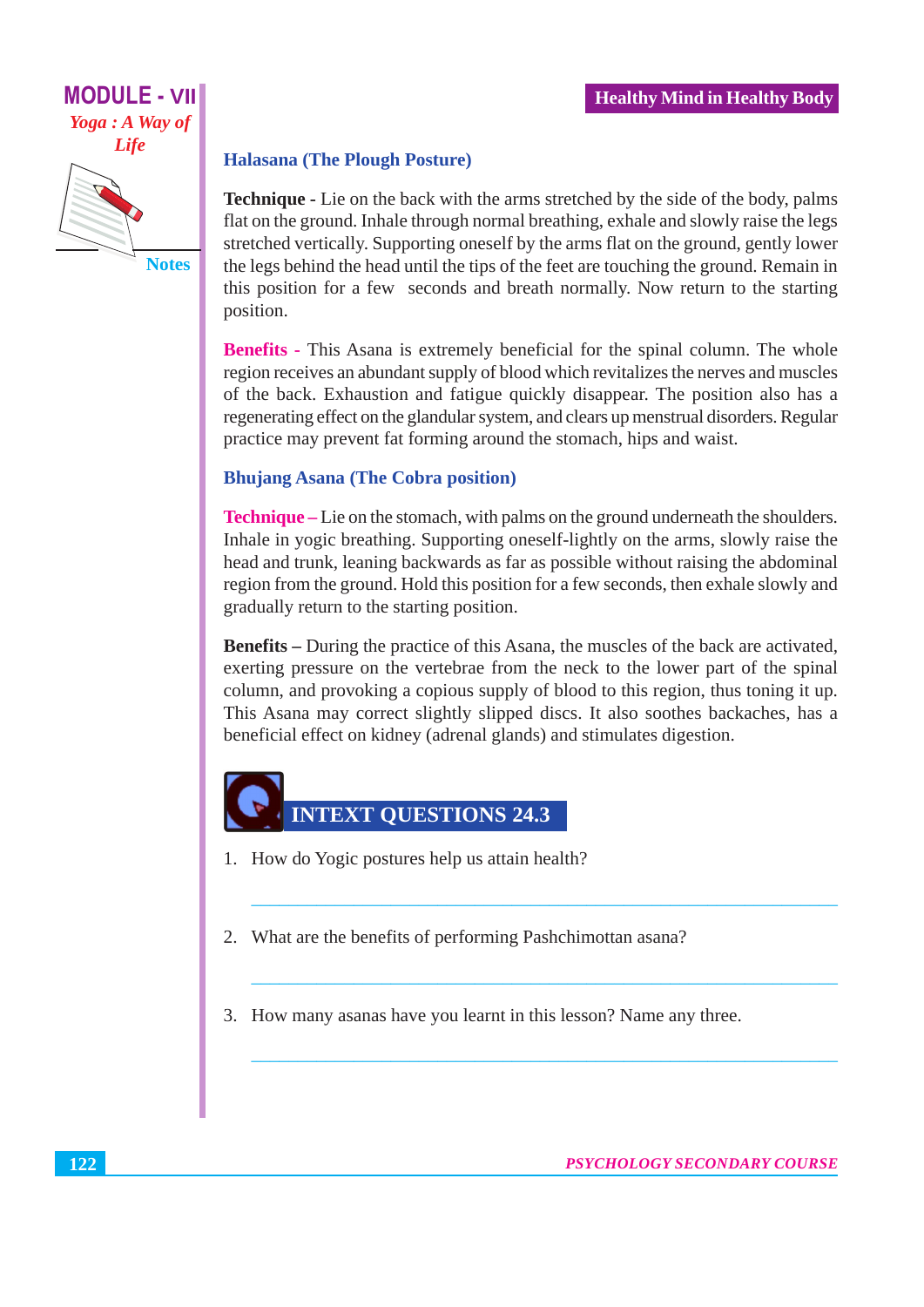### Halasana (The Plough Posture)

**Technique -** Lie on the back with the arms stretched by the side of the body, palms flat on the ground. Inhale through normal breathing, exhale and slowly raise the legs stretched vertically. Supporting oneself by the arms flat on the ground, gently lower the legs behind the head until the tips of the feet are touching the ground. Remain in this position for a few seconds and breath normally. Now return to the starting position.

**Benefits -** This Asana is extremely beneficial for the spinal column. The whole region receives an abundant supply of blood which revitalizes the nerves and muscles of the back. Exhaustion and fatigue quickly disappear. The position also has a regenerating effect on the glandular system, and clears up menstrual disorders. Regular practice may prevent fat forming around the stomach, hips and waist.

### Bhujang Asana (The Cobra position)

**Technique –** Lie on the stomach, with palms on the ground underneath the shoulders. Inhale in yogic breathing. Supporting oneself-lightly on the arms, slowly raise the head and trunk, leaning backwards as far as possible without raising the abdominal region from the ground. Hold this position for a few seconds, then exhale slowly and gradually return to the starting position.

**Benefits –** During the practice of this Asana, the muscles of the back are activated, exerting pressure on the vertebrae from the neck to the lower part of the spinal column, and provoking a copious supply of blood to this region, thus toning it up. This Asana may correct slightly slipped discs. It also soothes backaches, has a beneficial effect on kidney (adrenal glands) and stimulates digestion.

## INTEXT QUESTIONS 24.3

1. How do Yogic postures help us attain health?

2. What are the benefits of performing Pashchimottan asana?

3. How many asanas have you learnt in this lesson? Name any three.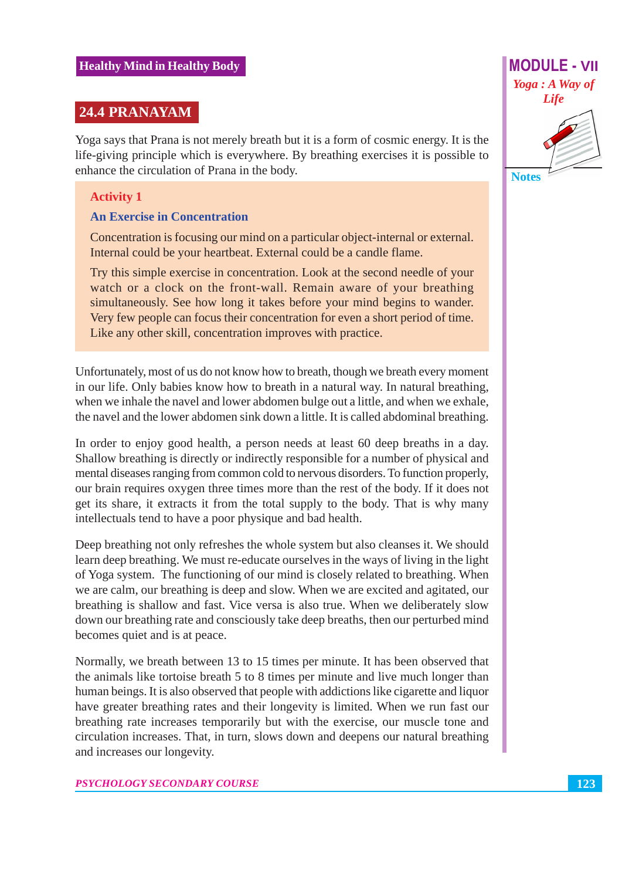## 24.4 PRANAYAM

Yoga says that Prana is not merely breath but it is a form of cosmic energy. It is the life-giving principle which is everywhere. By breathing exercises it is possible to enhance the circulation of Prana in the body.

**Activity 1**

**An Exercise in Concentration**

Concentration is focusing our mind on a particular object-internal or external. Internal could be your heartbeat. External could be a candle flame.

Try this simple exercise in concentration. Look at the second needle of your watch or a clock on the front-wall. Remain aware of your breathing simultaneously. See how long it takes before your mind begins to wander. Very few people can focus their concentration for even a short period of time. Like any other skill, concentration improves with practice.

Unfortunately, most of us do not know how to breath, though we breath every moment in our life. Only babies know how to breath in a natural way. In natural breathing, when we inhale the navel and lower abdomen bulge out a little, and when we exhale, the navel and the lower abdomen sink down a little. It is called abdominal breathing.

In order to enjoy good health, a person needs at least 60 deep breaths in a day. Shallow breathing is directly or indirectly responsible for a number of physical and mental diseases ranging from common cold to nervous disorders. To function properly, our brain requires oxygen three times more than the rest of the body. If it does not get its share, it extracts it from the total supply to the body. That is why many intellectuals tend to have a poor physique and bad health.

Deep breathing not only refreshes the whole system but also cleanses it. We should learn deep breathing. We must re-educate ourselves in the ways of living in the light of Yoga system. The functioning of our mind is closely related to breathing. When we are calm, our breathing is deep and slow. When we are excited and agitated, our breathing is shallow and fast. Vice versa is also true. When we deliberately slow down our breathing rate and consciously take deep breaths, then our perturbed mind becomes quiet and is at peace.

Normally, we breath between 13 to 15 times per minute. It has been observed that the animals like tortoise breath 5 to 8 times per minute and live much longer than human beings. It is also observed that people with addictions like cigarette and liquor have greater breathing rates and their longevity is limited. When we run fast our breathing rate increases temporarily but with the exercise, our muscle tone and circulation increases. That, in turn, slows down and deepens our natural breathing and increases our longevity.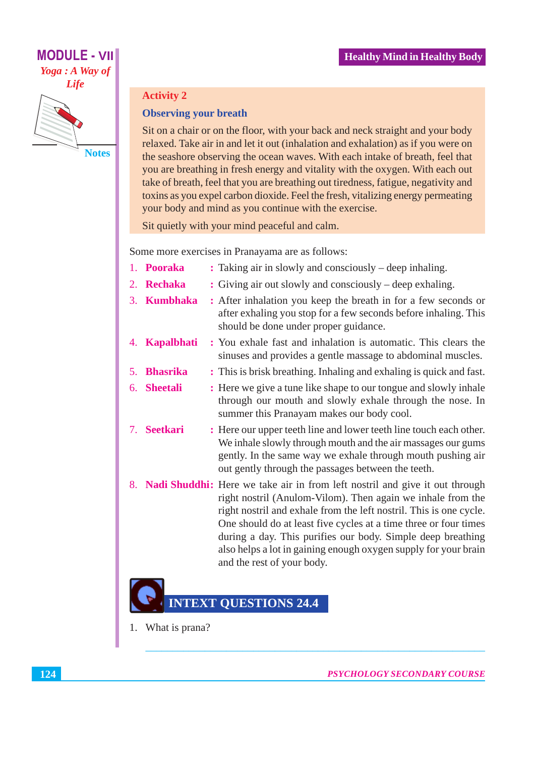### Activity 2

**Observing your breath**

Sit on a chair or on the floor, with your back and neck straight and your body relaxed. Take air in and let it out (inhalation and exhalation) as if you were on the seashore observing the ocean waves. With each intake of breath, feel that you are breathing in fresh energy and vitality with the oxygen. With each out take of breath, feel that you are breathing out tiredness, fatigue, negativity and toxins as you expel carbon dioxide. Feel the fresh, vitalizing energy permeating your body and mind as you continue with the exercise.

Sit quietly with your mind peaceful and calm.

Some more exercises in Pranayama are as follows:

1. **Pooraka** : Taking air in slowly and consciously – deep inhaling.
2. **Rechaka** : Giving air out slowly and consciously – deep exhaling.
3. **Kumbhaka** : After inhalation you keep the breath in for a few seconds or after exhaling you stop for a few seconds before inhaling. This should be done under proper guidance.
4. **Kapalbhati** : You exhale fast and inhalation is automatic. This clears the sinuses and provides a gentle massage to abdominal muscles.
5. **Bhasrika** : This is brisk breathing. Inhaling and exhaling is quick and fast.
6. **Sheetali** : Here we give a tune like shape to our tongue and slowly inhale through our mouth and slowly exhale through the nose. In summer this Pranayam makes our body cool.
7. **Seetkari** : Here our upper teeth line and lower teeth line touch each other. We inhale slowly through mouth and the air massages our gums gently. In the same way we exhale through mouth pushing air out gently through the passages between the teeth.
8. **Nadi Shuddhi**: Here we take air in from left nostril and give it out through right nostril (Anulom-Vilom). Then again we inhale from the right nostril and exhale from the left nostril. This is one cycle. One should do at least five cycles at a time three or four times during a day. This purifies our body. Simple deep breathing also helps a lot in gaining enough oxygen supply for your brain and the rest of your body.

## INTEXT QUESTIONS 24.4

1. What is prana?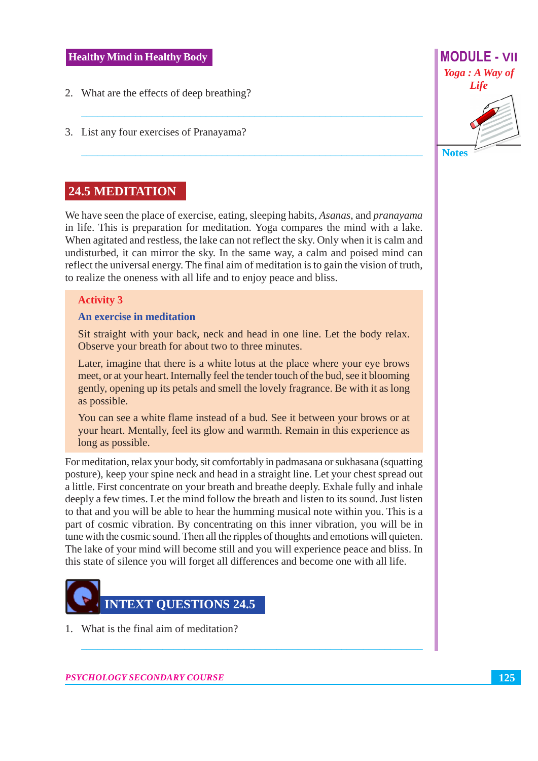2. What are the effects of deep breathing?

3. List any four exercises of Pranayama?

## 24.5 MEDITATION

We have seen the place of exercise, eating, sleeping habits, *Asanas*, and *pranayama* in life. This is preparation for meditation. Yoga compares the mind with a lake. When agitated and restless, the lake can not reflect the sky. Only when it is calm and undisturbed, it can mirror the sky. In the same way, a calm and poised mind can reflect the universal energy. The final aim of meditation is to gain the vision of truth, to realize the oneness with all life and to enjoy peace and bliss.

**Activity 3**

**An exercise in meditation**

Sit straight with your back, neck and head in one line. Let the body relax. Observe your breath for about two to three minutes.

Later, imagine that there is a white lotus at the place where your eye brows meet, or at your heart. Internally feel the tender touch of the bud, see it blooming gently, opening up its petals and smell the lovely fragrance. Be with it as long as possible.

You can see a white flame instead of a bud. See it between your brows or at your heart. Mentally, feel its glow and warmth. Remain in this experience as long as possible.

For meditation, relax your body, sit comfortably in padmasana or sukhasana (squatting posture), keep your spine neck and head in a straight line. Let your chest spread out a little. First concentrate on your breath and breathe deeply. Exhale fully and inhale deeply a few times. Let the mind follow the breath and listen to its sound. Just listen to that and you will be able to hear the humming musical note within you. This is a part of cosmic vibration. By concentrating on this inner vibration, you will be in tune with the cosmic sound. Then all the ripples of thoughts and emotions will quieten. The lake of your mind will become still and you will experience peace and bliss. In this state of silence you will forget all differences and become one with all life.

## INTEXT QUESTIONS 24.5

1. What is the final aim of meditation?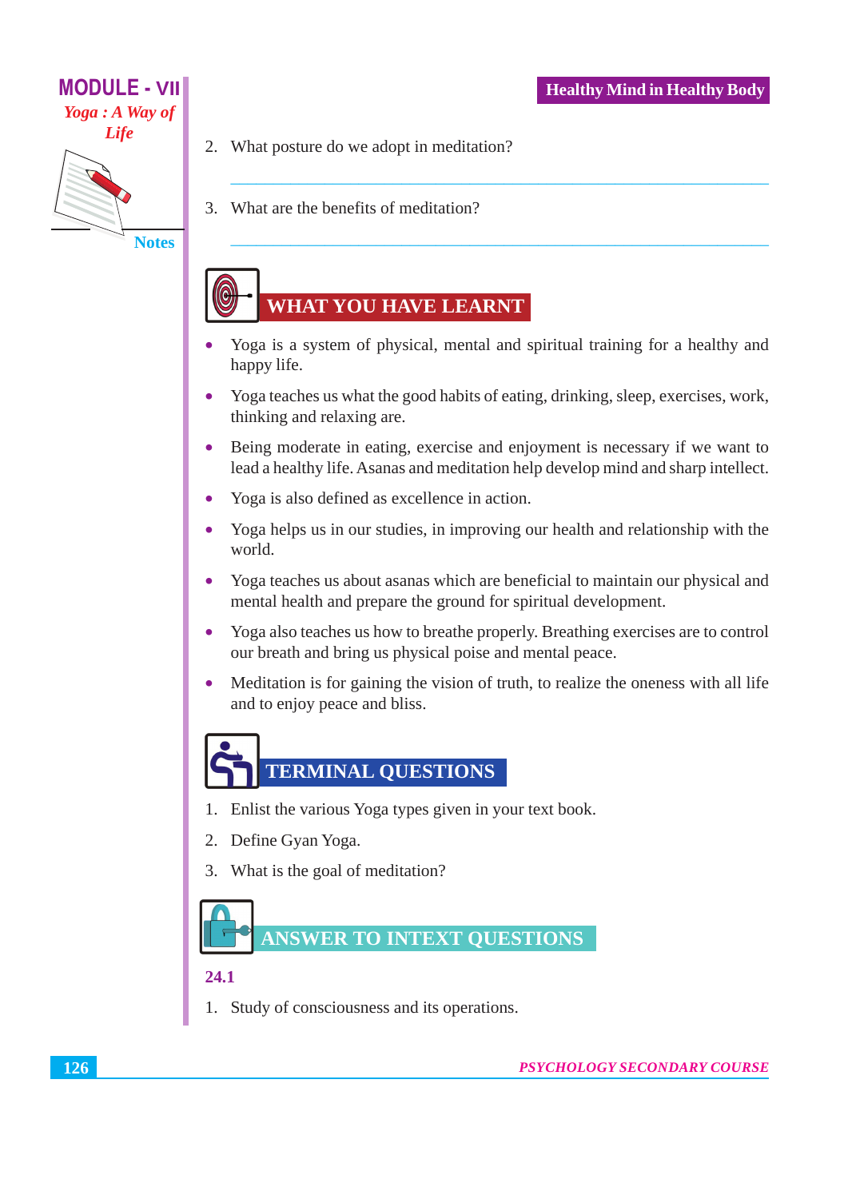2. What posture do we adopt in meditation?

3. What are the benefits of meditation?

## WHAT YOU HAVE LEARNT

- Yoga is a system of physical, mental and spiritual training for a healthy and happy life.
- Yoga teaches us what the good habits of eating, drinking, sleep, exercises, work, thinking and relaxing are.
- Being moderate in eating, exercise and enjoyment is necessary if we want to lead a healthy life. Asanas and meditation help develop mind and sharp intellect.
- Yoga is also defined as excellence in action.
- Yoga helps us in our studies, in improving our health and relationship with the world.
- Yoga teaches us about asanas which are beneficial to maintain our physical and mental health and prepare the ground for spiritual development.
- Yoga also teaches us how to breathe properly. Breathing exercises are to control our breath and bring us physical poise and mental peace.
- Meditation is for gaining the vision of truth, to realize the oneness with all life and to enjoy peace and bliss.

## TERMINAL QUESTIONS

1. Enlist the various Yoga types given in your text book.
2. Define Gyan Yoga.
3. What is the goal of meditation?

## ANSWER TO INTEXT QUESTIONS

**24.1**

1. Study of consciousness and its operations.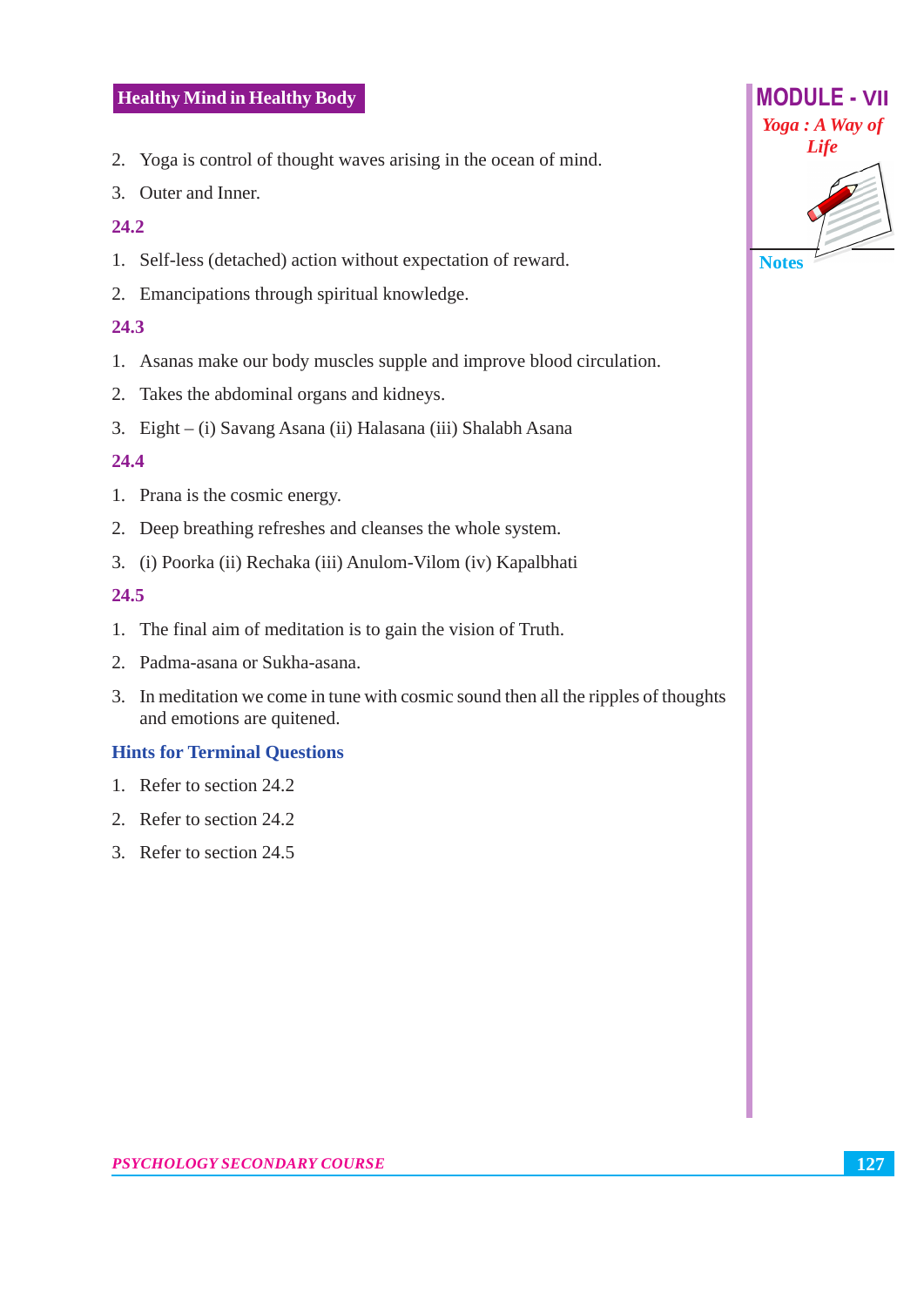2. Yoga is control of thought waves arising in the ocean of mind.
3. Outer and Inner.

**24.2**

1. Self-less (detached) action without expectation of reward.
2. Emancipations through spiritual knowledge.

**24.3**

1. Asanas make our body muscles supple and improve blood circulation.
2. Takes the abdominal organs and kidneys.
3. Eight – (i) Savang Asana (ii) Halasana (iii) Shalabh Asana

**24.4**

1. Prana is the cosmic energy.
2. Deep breathing refreshes and cleanses the whole system.
3. (i) Poorka (ii) Rechaka (iii) Anulom-Vilom (iv) Kapalbhati

**24.5**

1. The final aim of meditation is to gain the vision of Truth.
2. Padma-asana or Sukha-asana.
3. In meditation we come in tune with cosmic sound then all the ripples of thoughts and emotions are quitened.

## Hints for Terminal Questions

1. Refer to section 24.2
2. Refer to section 24.2
3. Refer to section 24.5